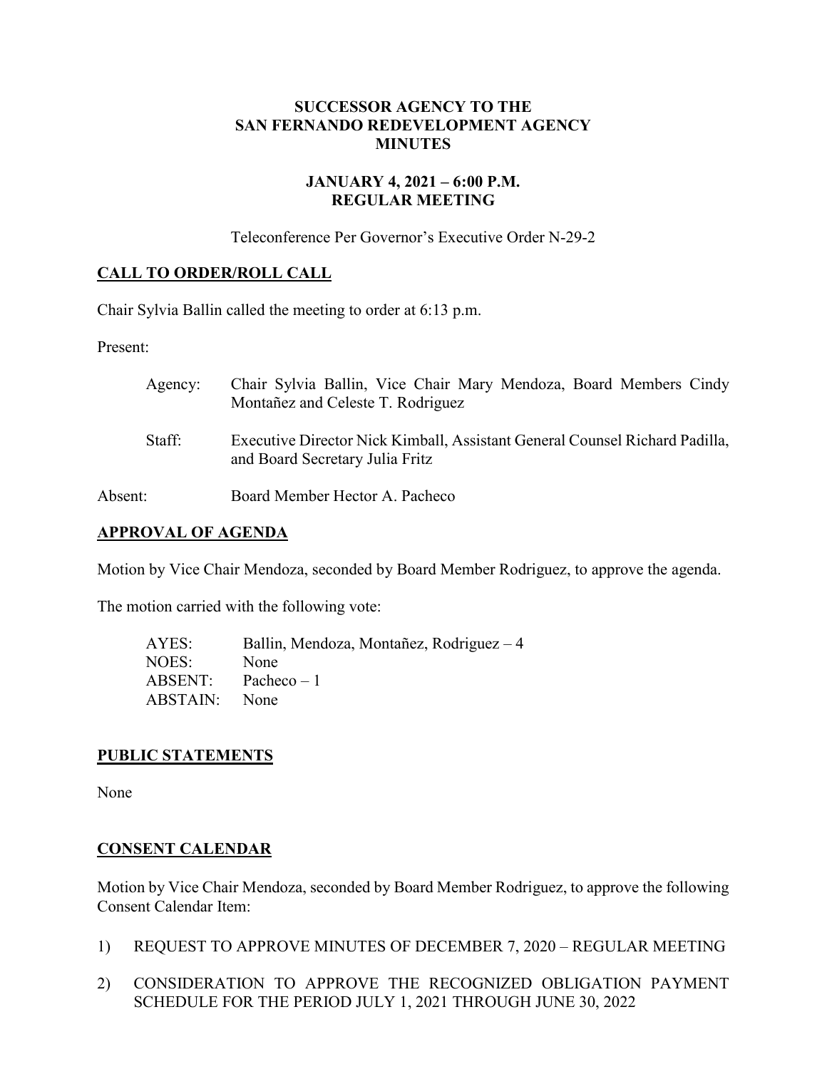# SUCCESSOR AGENCY TO THE SAN FERNANDO REDEVELOPMENT AGENCY MINUTES

## JANUARY 4, 2021 – 6:00 P.M. REGULAR MEETING

Teleconference Per Governor's Executive Order N-29-2

## CALL TO ORDER/ROLL CALL

Chair Sylvia Ballin called the meeting to order at 6:13 p.m.

Present:

Agency: Chair Sylvia Ballin, Vice Chair Mary Mendoza, Board Members Cindy Montañez and Celeste T. Rodriguez

Staff: Executive Director Nick Kimball, Assistant General Counsel Richard Padilla, and Board Secretary Julia Fritz

Absent: Board Member Hector A. Pacheco

## APPROVAL OF AGENDA

Motion by Vice Chair Mendoza, seconded by Board Member Rodriguez, to approve the agenda.

The motion carried with the following vote:

AYES: Ballin, Mendoza, Montañez, Rodriguez – 4
NOES: None
ABSENT: Pacheco – 1
ABSTAIN: None

## PUBLIC STATEMENTS

None

## CONSENT CALENDAR

Motion by Vice Chair Mendoza, seconded by Board Member Rodriguez, to approve the following Consent Calendar Item:

1) REQUEST TO APPROVE MINUTES OF DECEMBER 7, 2020 – REGULAR MEETING

2) CONSIDERATION TO APPROVE THE RECOGNIZED OBLIGATION PAYMENT SCHEDULE FOR THE PERIOD JULY 1, 2021 THROUGH JUNE 30, 2022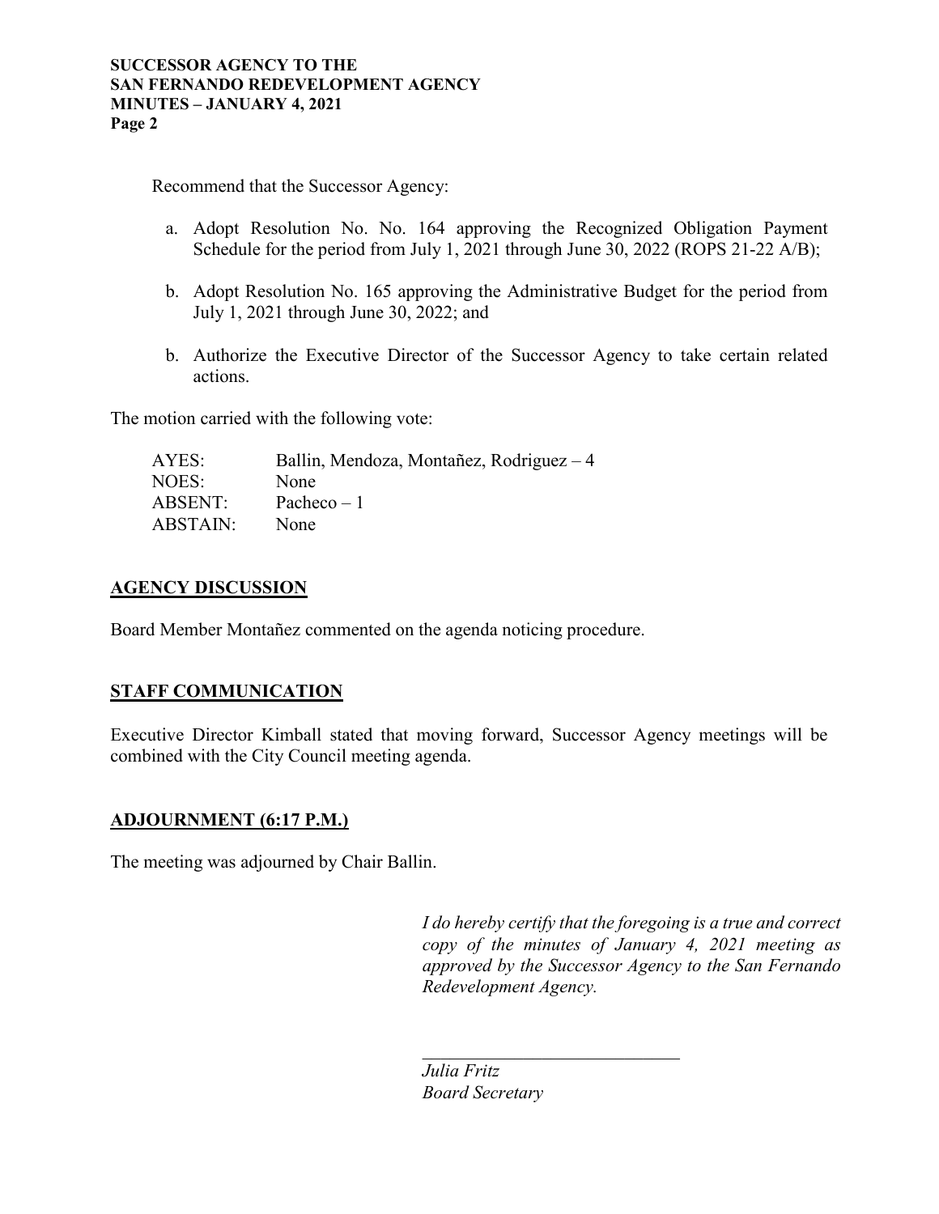Recommend that the Successor Agency:

a. Adopt Resolution No. No. 164 approving the Recognized Obligation Payment Schedule for the period from July 1, 2021 through June 30, 2022 (ROPS 21-22 A/B);

b. Adopt Resolution No. 165 approving the Administrative Budget for the period from July 1, 2021 through June 30, 2022; and

b. Authorize the Executive Director of the Successor Agency to take certain related actions.

The motion carried with the following vote:

| | |
|---|---|
| AYES: | Ballin, Mendoza, Montañez, Rodriguez – 4 |
| NOES: | None |
| ABSENT: | Pacheco – 1 |
| ABSTAIN: | None |

## AGENCY DISCUSSION

Board Member Montañez commented on the agenda noticing procedure.

## STAFF COMMUNICATION

Executive Director Kimball stated that moving forward, Successor Agency meetings will be combined with the City Council meeting agenda.

## ADJOURNMENT (6:17 P.M.)

The meeting was adjourned by Chair Ballin.

*I do hereby certify that the foregoing is a true and correct copy of the minutes of January 4, 2021 meeting as approved by the Successor Agency to the San Fernando Redevelopment Agency.*

\_\_\_\_\_\_\_\_\_\_\_\_\_\_\_\_\_\_\_\_\_\_\_\_\_\_\_\_\_\_

*Julia Fritz*
*Board Secretary*